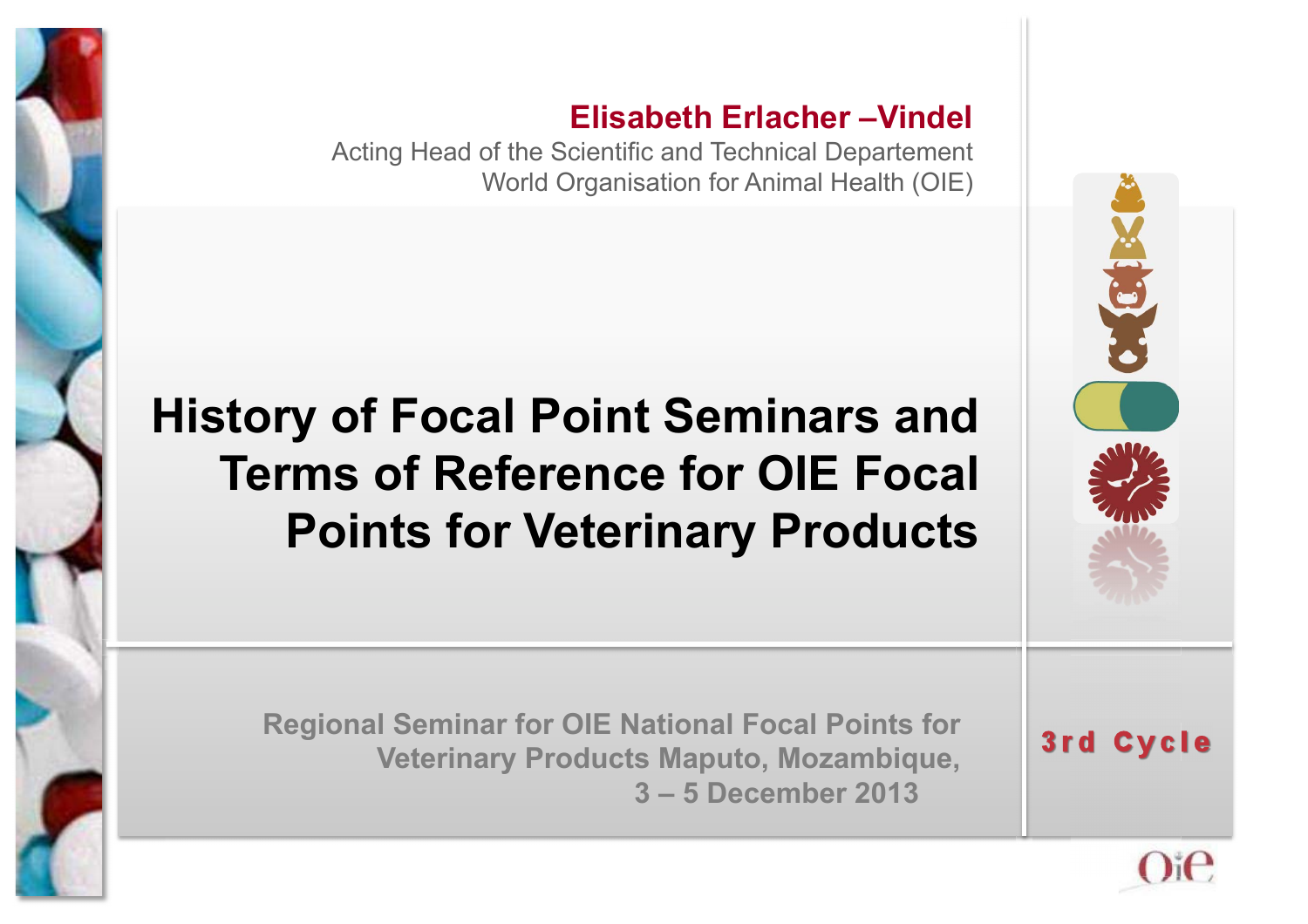**Elisabeth Erlacher –Vindel**

Acting Head of the Scientific and Technical Departement
World Organisation for Animal Health (OIE)

# History of Focal Point Seminars and Terms of Reference for OIE Focal Points for Veterinary Products

**Regional Seminar for OIE National Focal Points for Veterinary Products Maputo, Mozambique, 3 – 5 December 2013**

**3rd Cycle**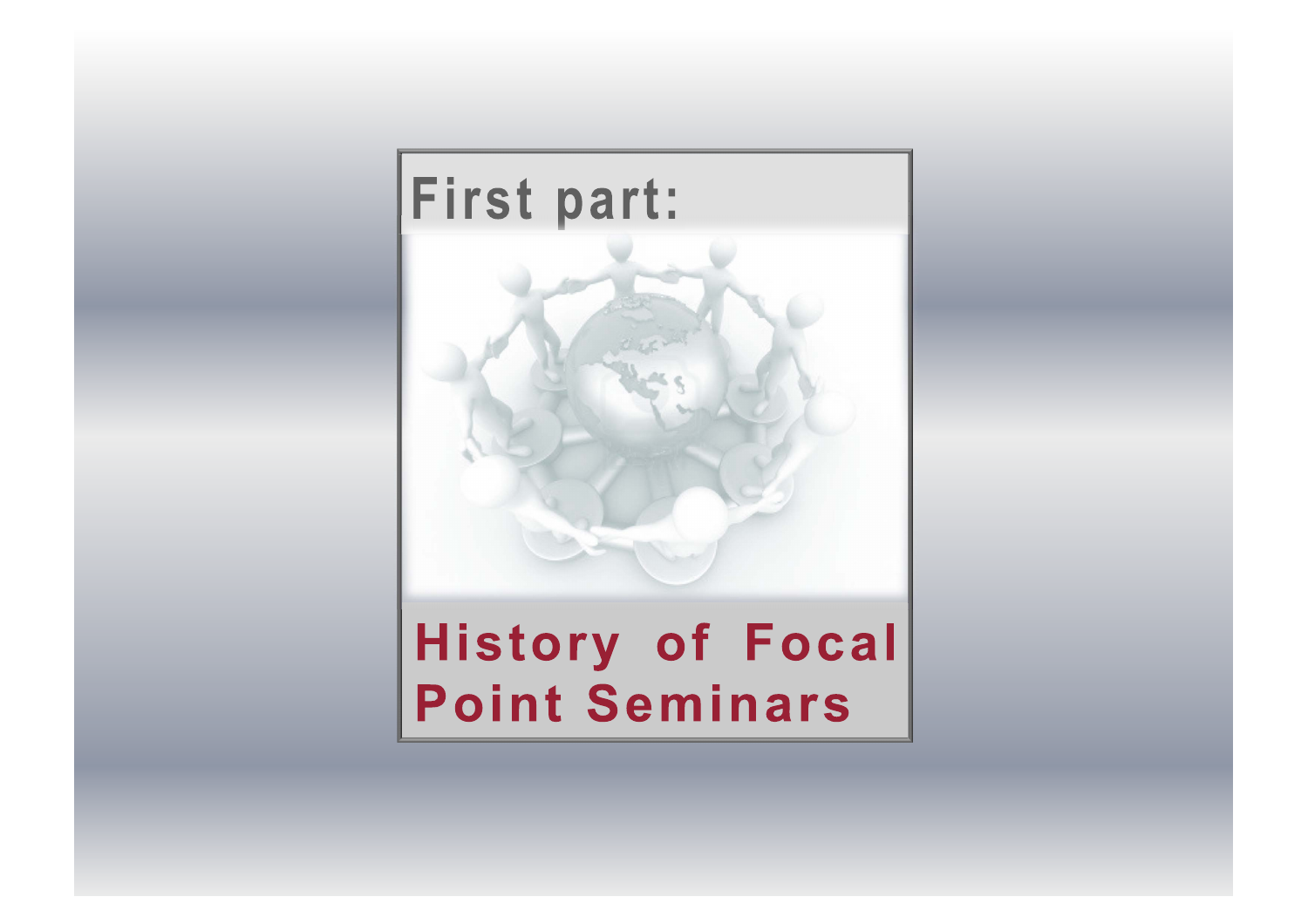# First part:

## History of Focal Point Seminars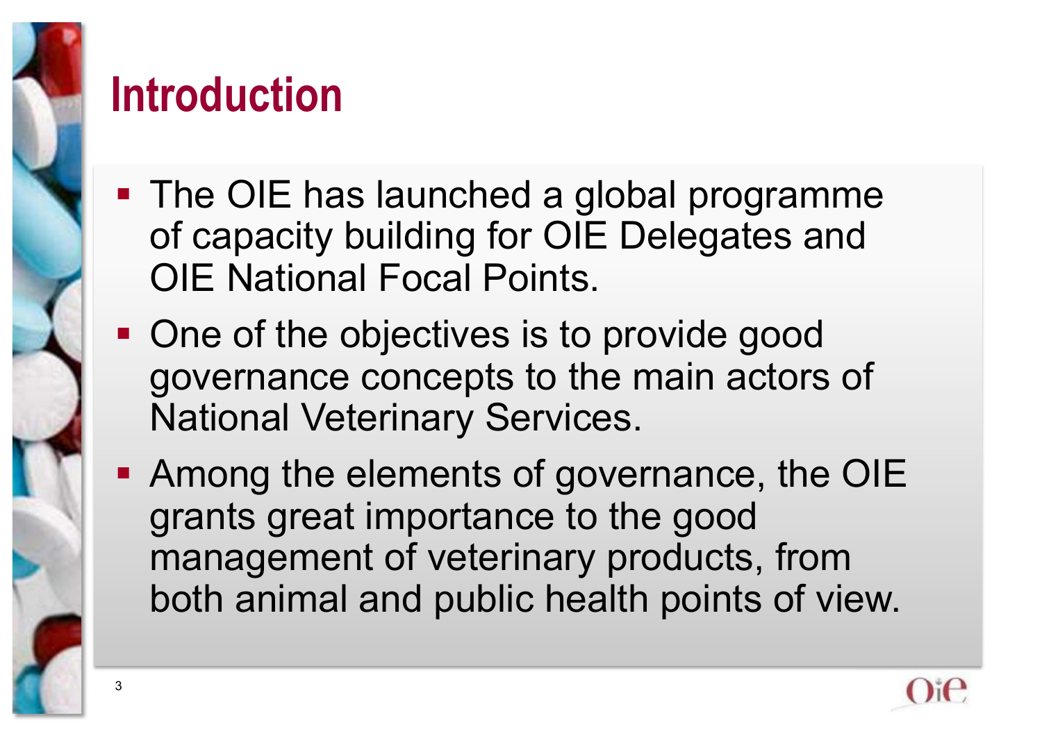# Introduction

- The OIE has launched a global programme of capacity building for OIE Delegates and OIE National Focal Points.
- One of the objectives is to provide good governance concepts to the main actors of National Veterinary Services.
- Among the elements of governance, the OIE grants great importance to the good management of veterinary products, from both animal and public health points of view.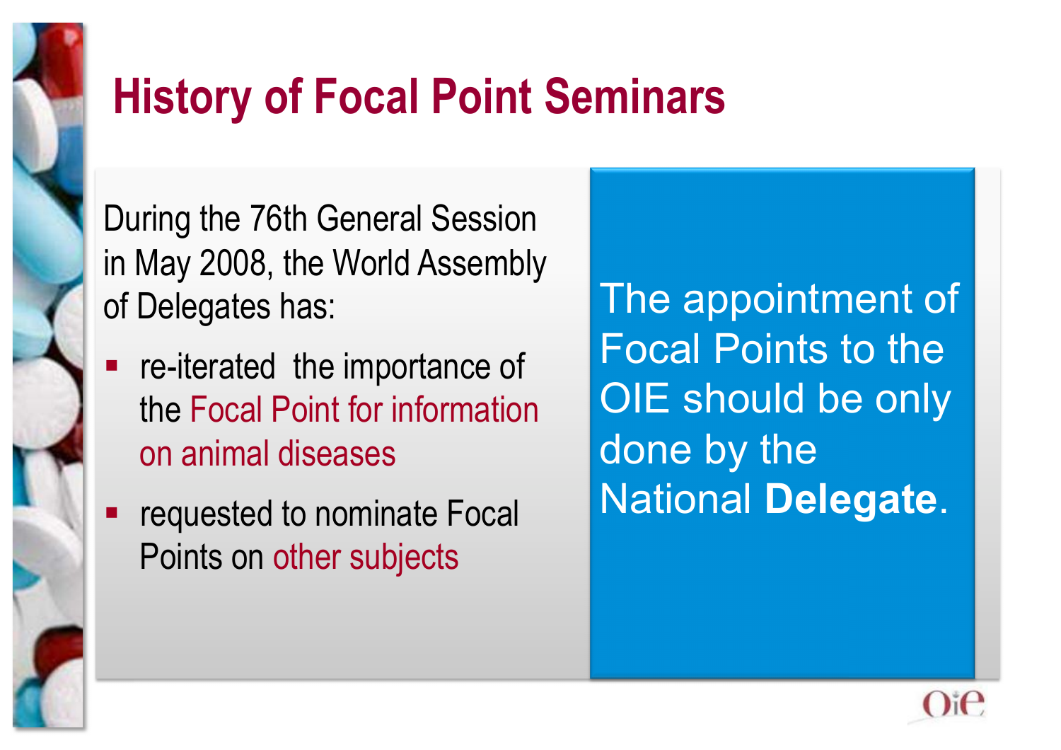# History of Focal Point Seminars

During the 76th General Session in May 2008, the World Assembly of Delegates has:

- re-iterated the importance of the Focal Point for information on animal diseases
- requested to nominate Focal Points on other subjects

The appointment of Focal Points to the OIE should be only done by the National **Delegate**.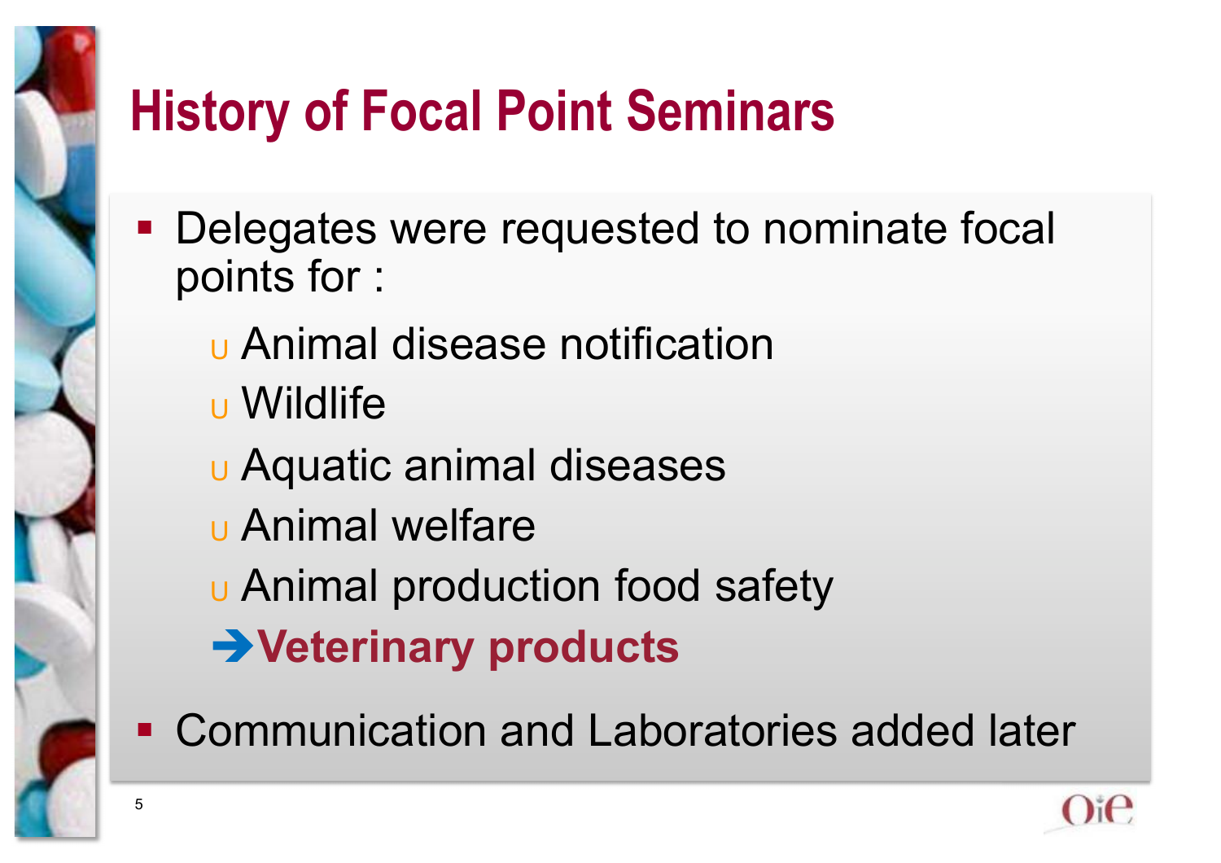# History of Focal Point Seminars

- Delegates were requested to nominate focal points for :
  - Animal disease notification
  - Wildlife
  - Aquatic animal diseases
  - Animal welfare
  - Animal production food safety
  - ➔ **Veterinary products**
- Communication and Laboratories added later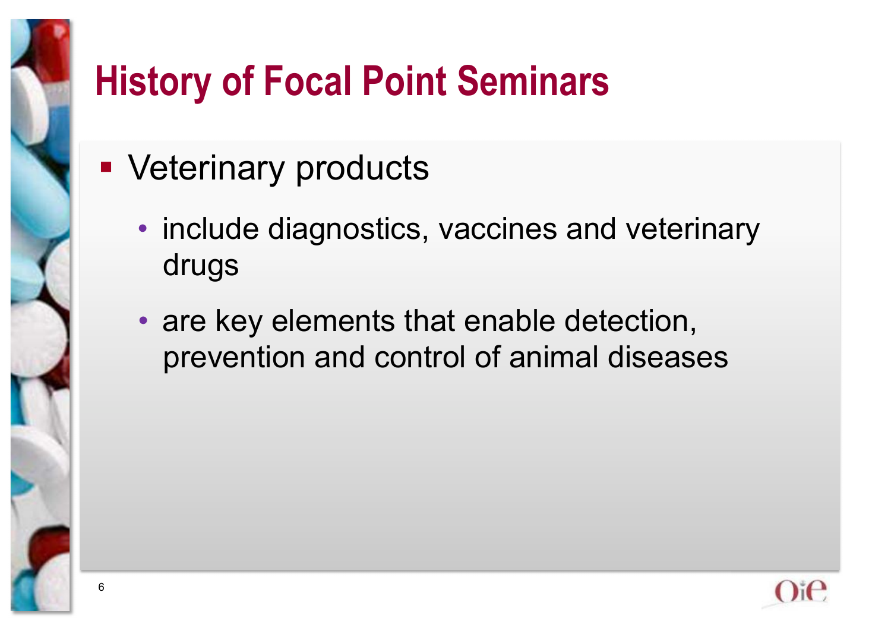# History of Focal Point Seminars

- Veterinary products
  - include diagnostics, vaccines and veterinary drugs
  - are key elements that enable detection, prevention and control of animal diseases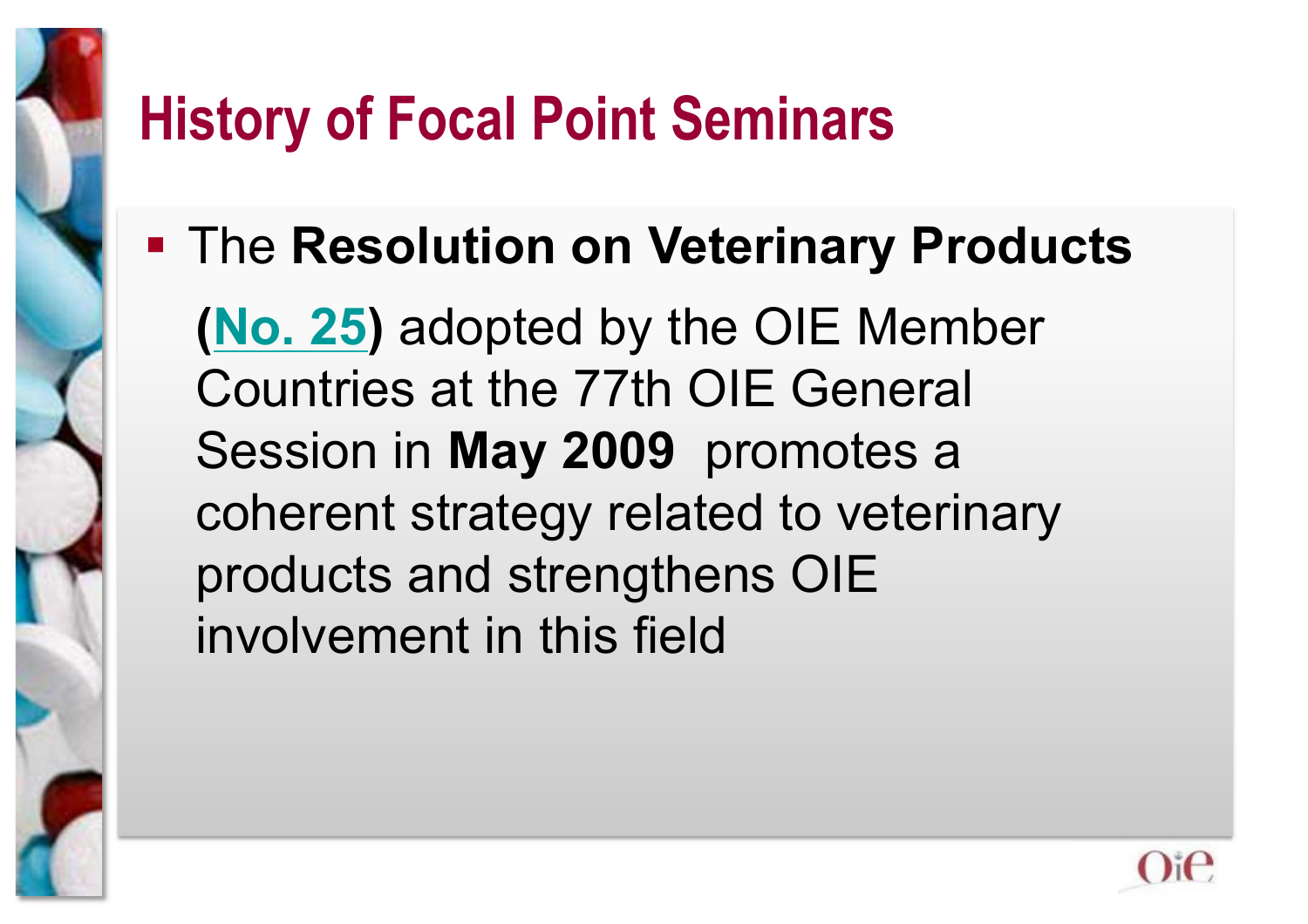# History of Focal Point Seminars

- The **Resolution on Veterinary Products (No. 25)** adopted by the OIE Member Countries at the 77th OIE General Session in **May 2009** promotes a coherent strategy related to veterinary products and strengthens OIE involvement in this field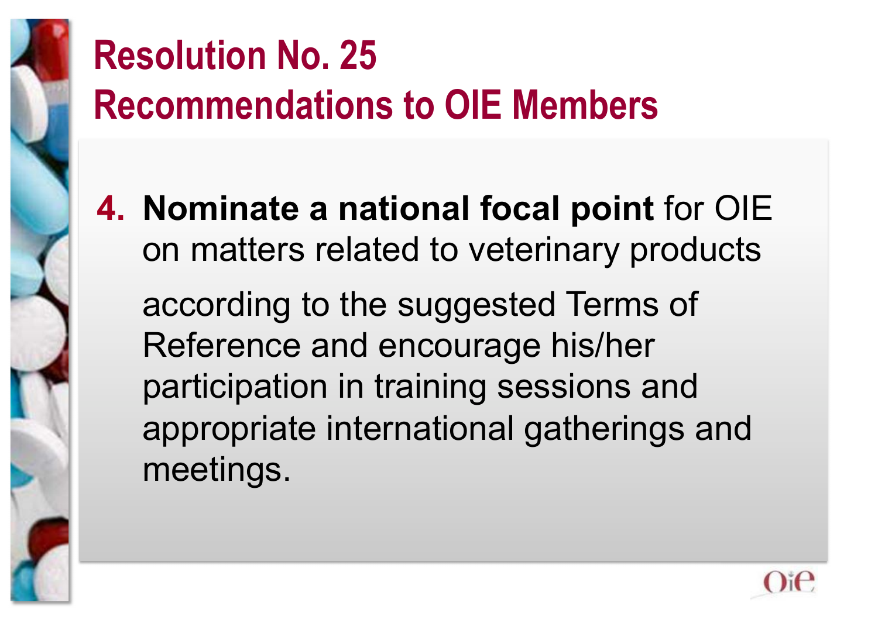# Resolution No. 25
## Recommendations to OIE Members

4. **Nominate a national focal point** for OIE on matters related to veterinary products

   according to the suggested Terms of Reference and encourage his/her participation in training sessions and appropriate international gatherings and meetings.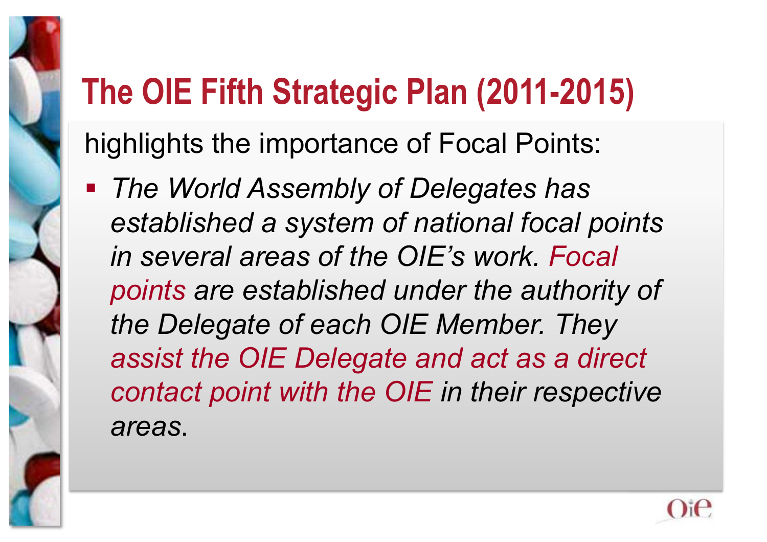# The OIE Fifth Strategic Plan (2011-2015)

highlights the importance of Focal Points:

- *The World Assembly of Delegates has established a system of national focal points in several areas of the OIE's work. Focal points are established under the authority of the Delegate of each OIE Member. They assist the OIE Delegate and act as a direct contact point with the OIE in their respective areas*.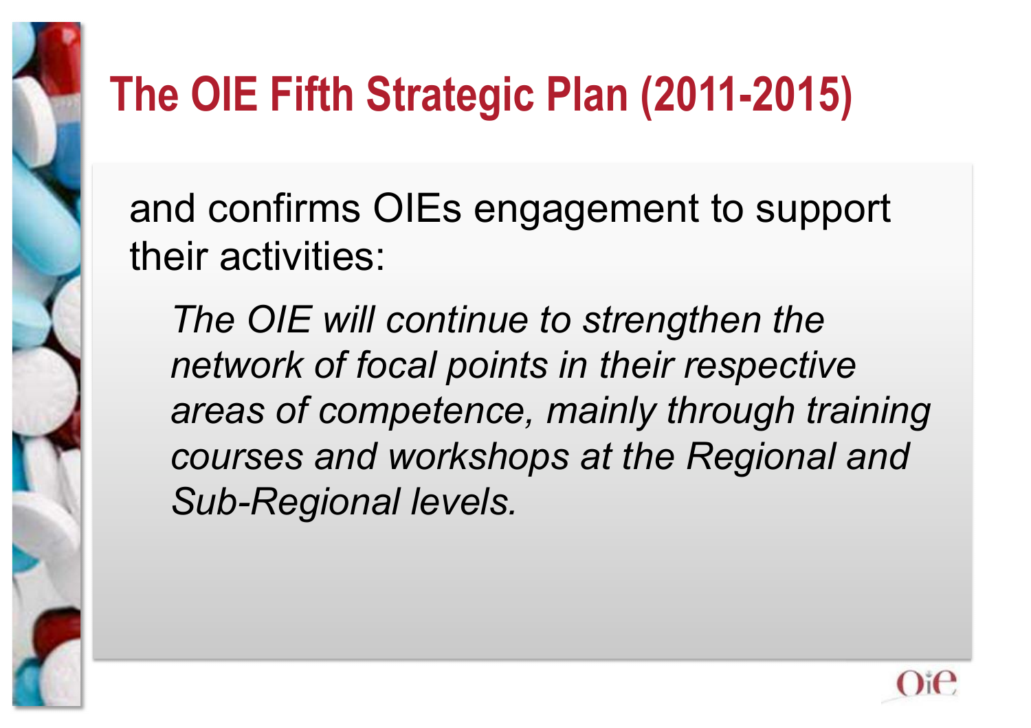# The OIE Fifth Strategic Plan (2011-2015)

and confirms OIEs engagement to support their activities:

*The OIE will continue to strengthen the network of focal points in their respective areas of competence, mainly through training courses and workshops at the Regional and Sub-Regional levels.*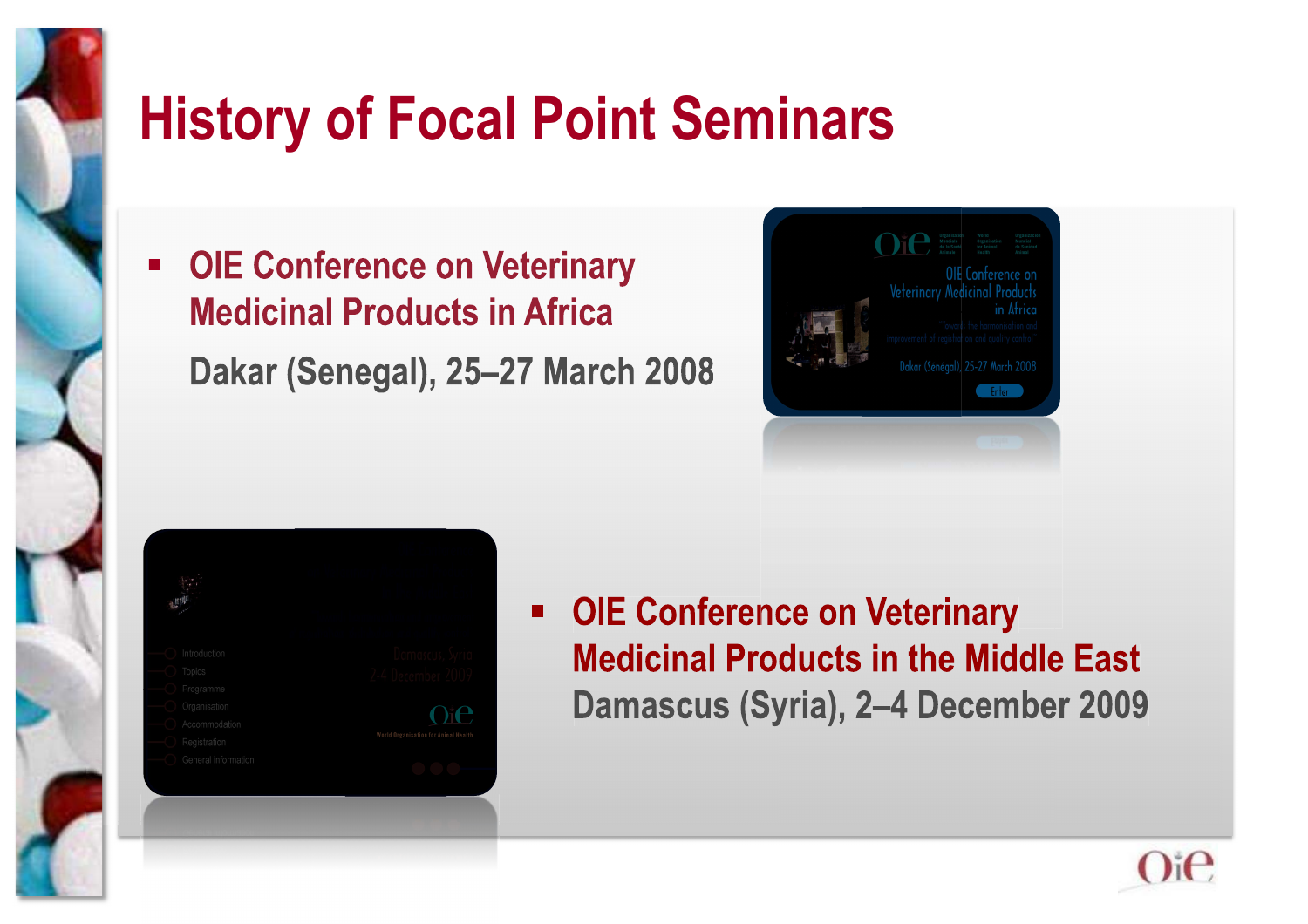# History of Focal Point Seminars

- **OIE Conference on Veterinary Medicinal Products in Africa**
  **Dakar (Senegal), 25–27 March 2008**

- **OIE Conference on Veterinary Medicinal Products in the Middle East**
  **Damascus (Syria), 2–4 December 2009**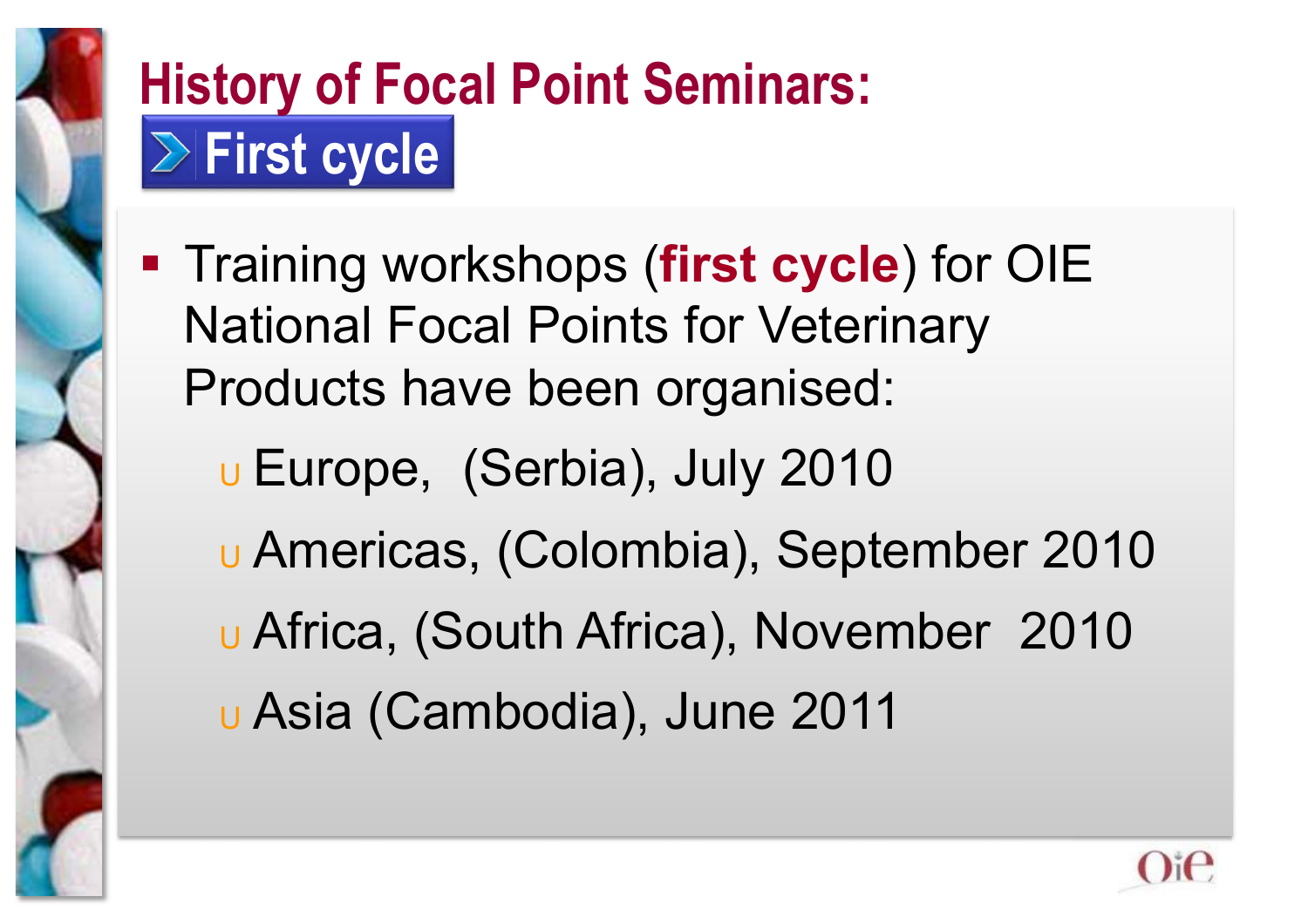# History of Focal Point Seminars:

## First cycle

- Training workshops (**first cycle**) for OIE National Focal Points for Veterinary Products have been organised:
  - Europe,  (Serbia), July 2010
  - Americas, (Colombia), September 2010
  - Africa, (South Africa), November  2010
  - Asia (Cambodia), June 2011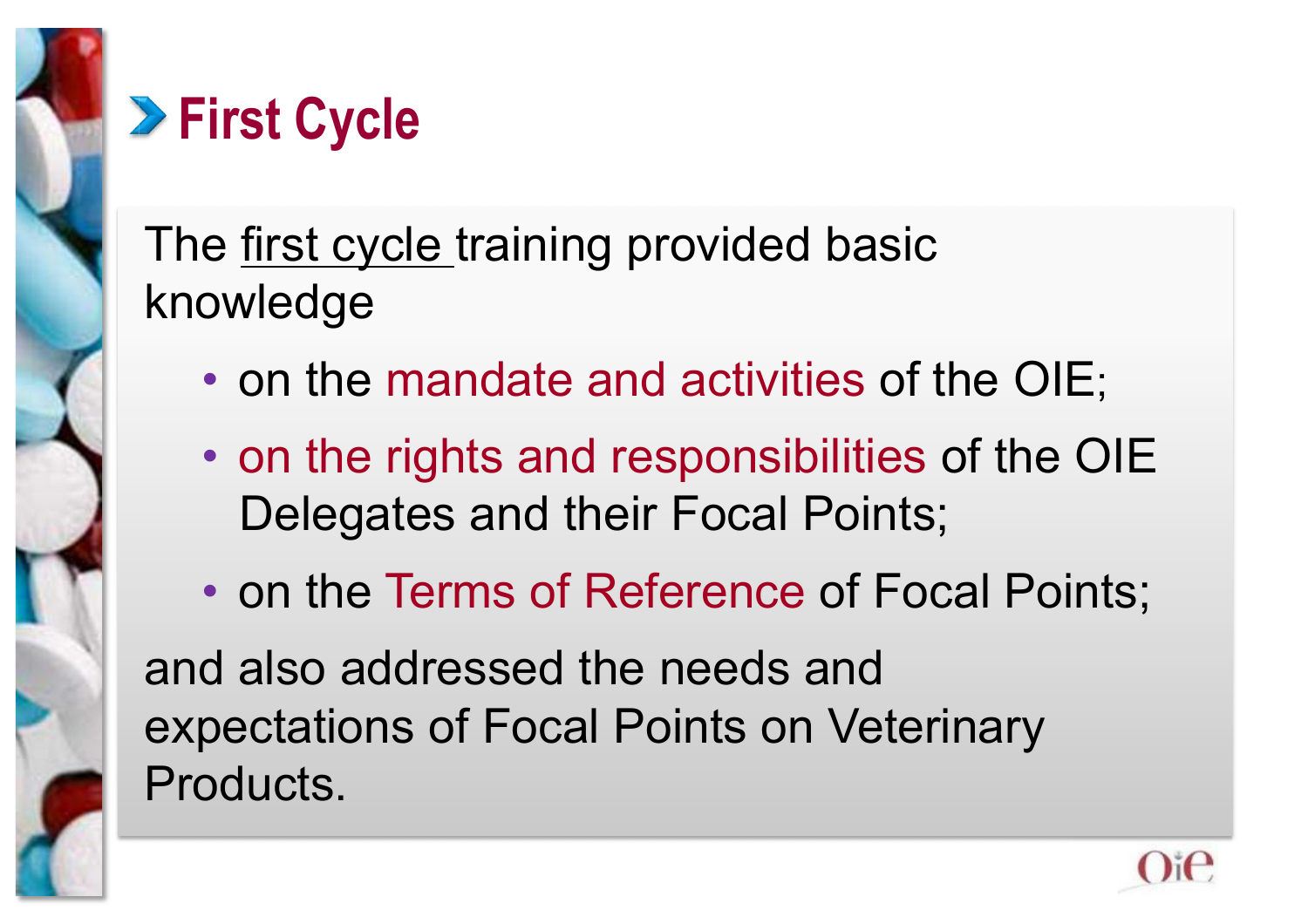# First Cycle

The first cycle training provided basic knowledge

- on the mandate and activities of the OIE;
- on the rights and responsibilities of the OIE Delegates and their Focal Points;
- on the Terms of Reference of Focal Points;

and also addressed the needs and expectations of Focal Points on Veterinary Products.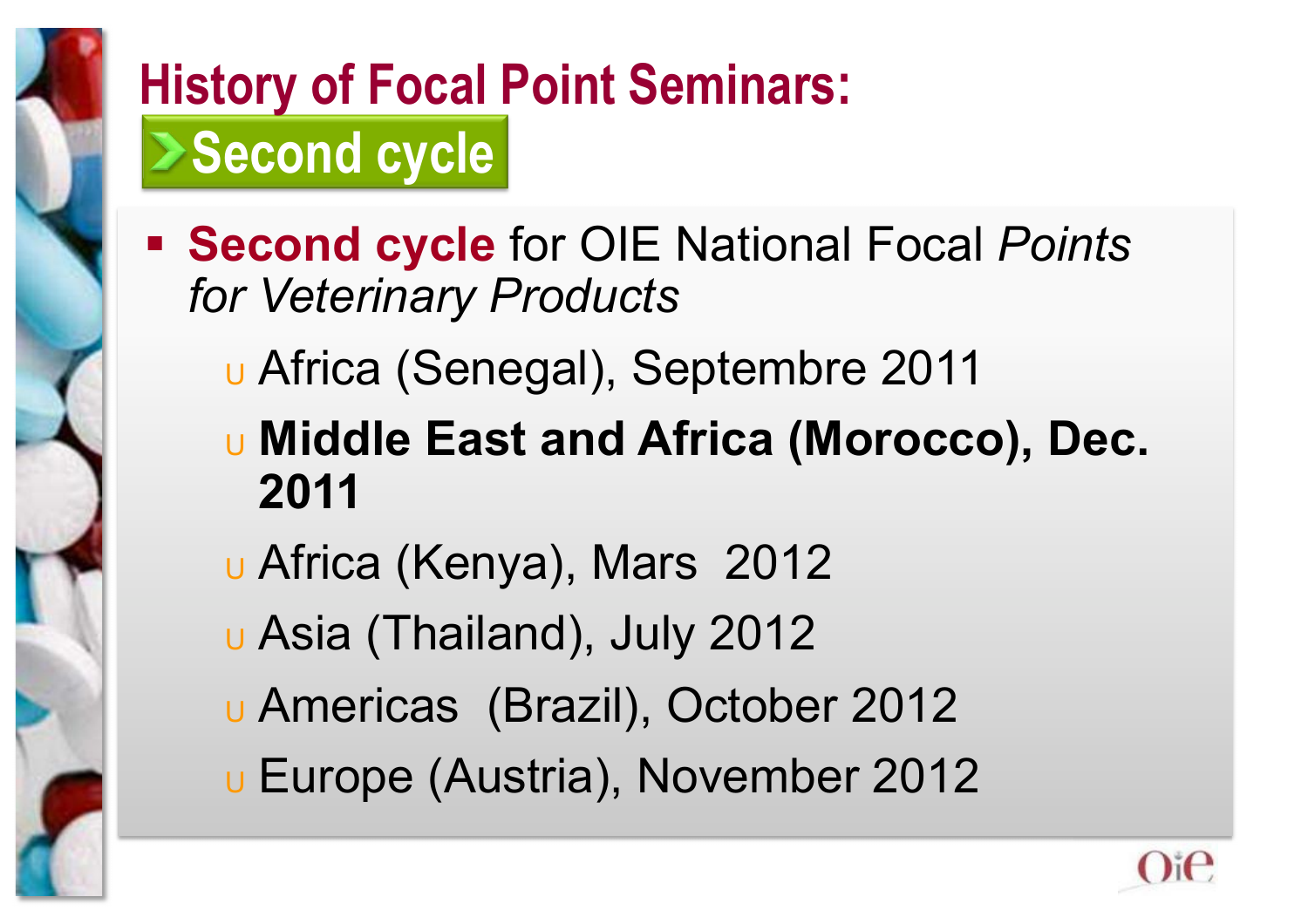# History of Focal Point Seminars:

## Second cycle

- **Second cycle** for OIE National Focal *Points for Veterinary Products*
  - Africa (Senegal), Septembre 2011
  - **Middle East and Africa (Morocco), Dec. 2011**
  - Africa (Kenya), Mars 2012
  - Asia (Thailand), July 2012
  - Americas (Brazil), October 2012
  - Europe (Austria), November 2012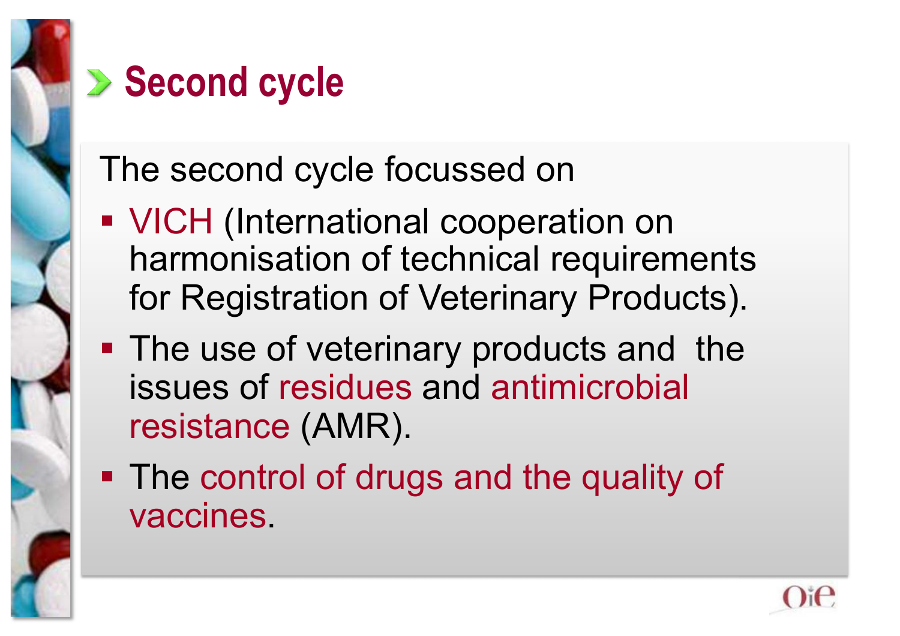## Second cycle

The second cycle focussed on

- VICH (International cooperation on harmonisation of technical requirements for Registration of Veterinary Products).
- The use of veterinary products and the issues of residues and antimicrobial resistance (AMR).
- The control of drugs and the quality of vaccines.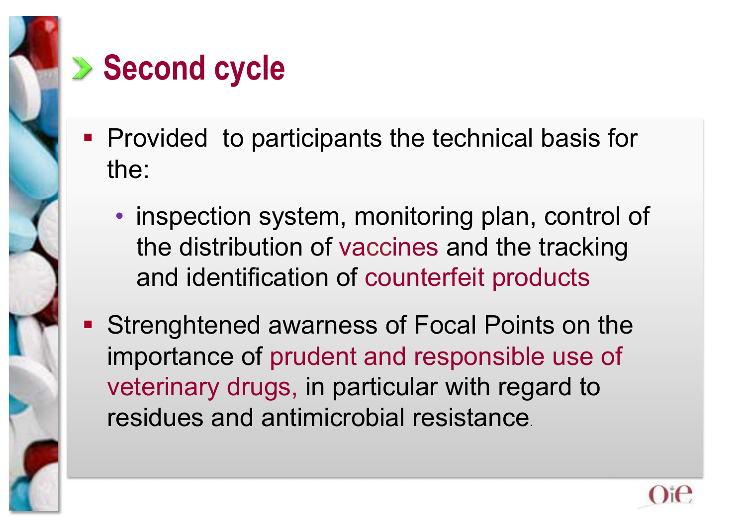# Second cycle

- Provided to participants the technical basis for the:
  - inspection system, monitoring plan, control of the distribution of vaccines and the tracking and identification of counterfeit products
- Strenghtened awarness of Focal Points on the importance of prudent and responsible use of veterinary drugs, in particular with regard to residues and antimicrobial resistance.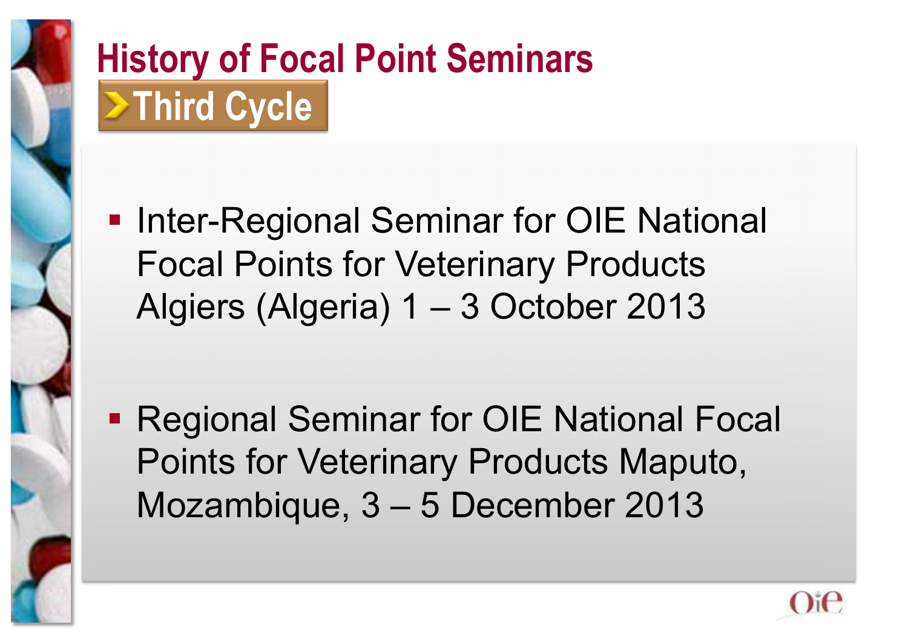# History of Focal Point Seminars

## Third Cycle

- Inter-Regional Seminar for OIE National Focal Points for Veterinary Products Algiers (Algeria) 1 – 3 October 2013

- Regional Seminar for OIE National Focal Points for Veterinary Products Maputo, Mozambique, 3 – 5 December 2013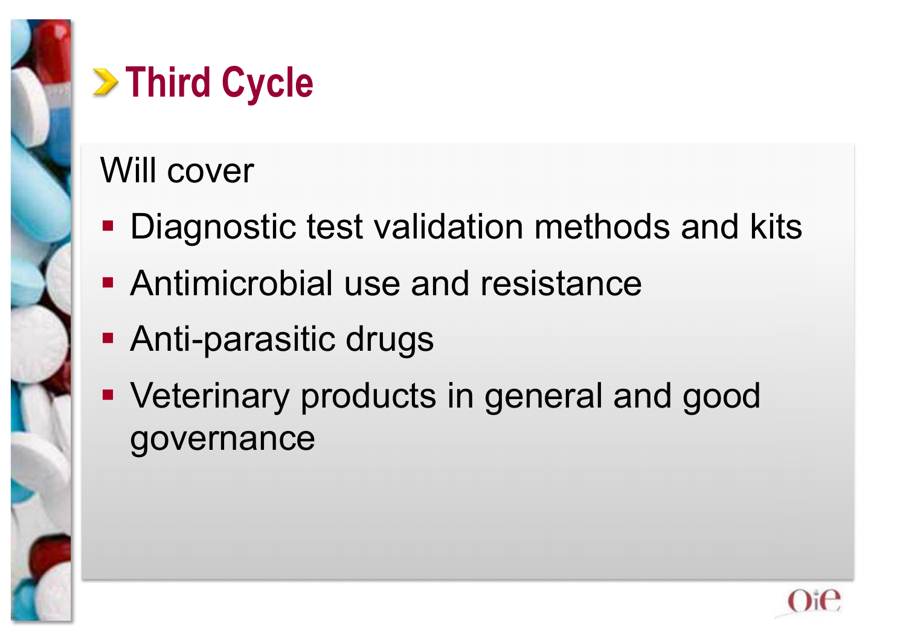# Third Cycle

Will cover

- Diagnostic test validation methods and kits
- Antimicrobial use and resistance
- Anti-parasitic drugs
- Veterinary products in general and good governance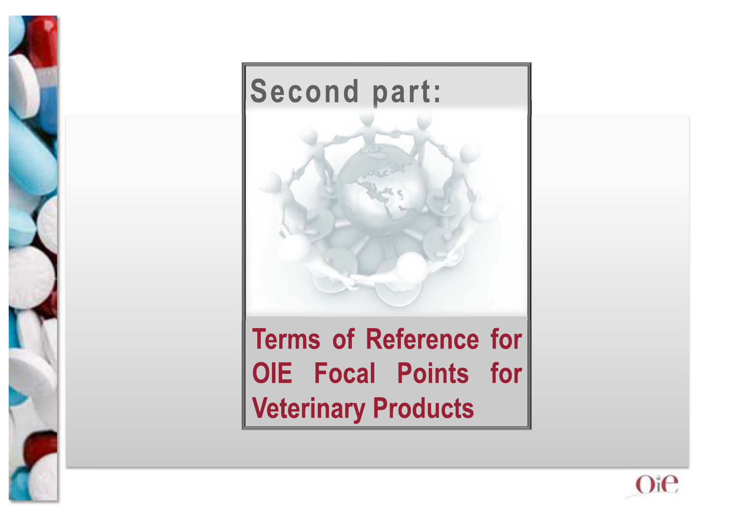# Second part:

## Terms of Reference for OIE Focal Points for Veterinary Products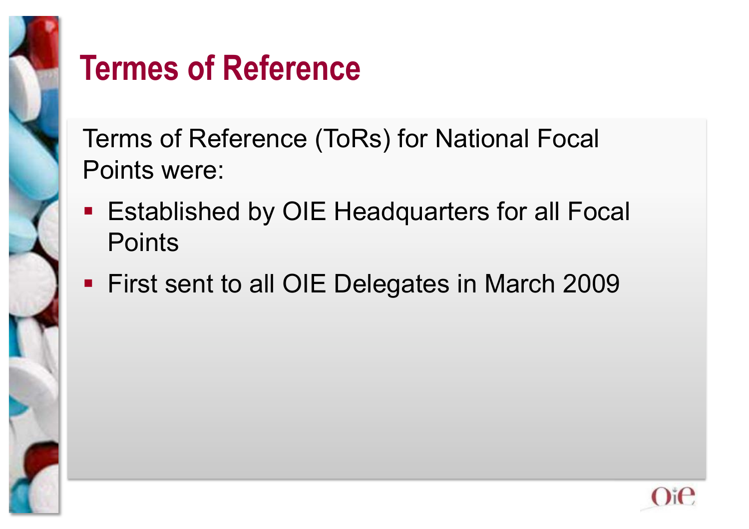# Termes of Reference

Terms of Reference (ToRs) for National Focal Points were:

- Established by OIE Headquarters for all Focal Points
- First sent to all OIE Delegates in March 2009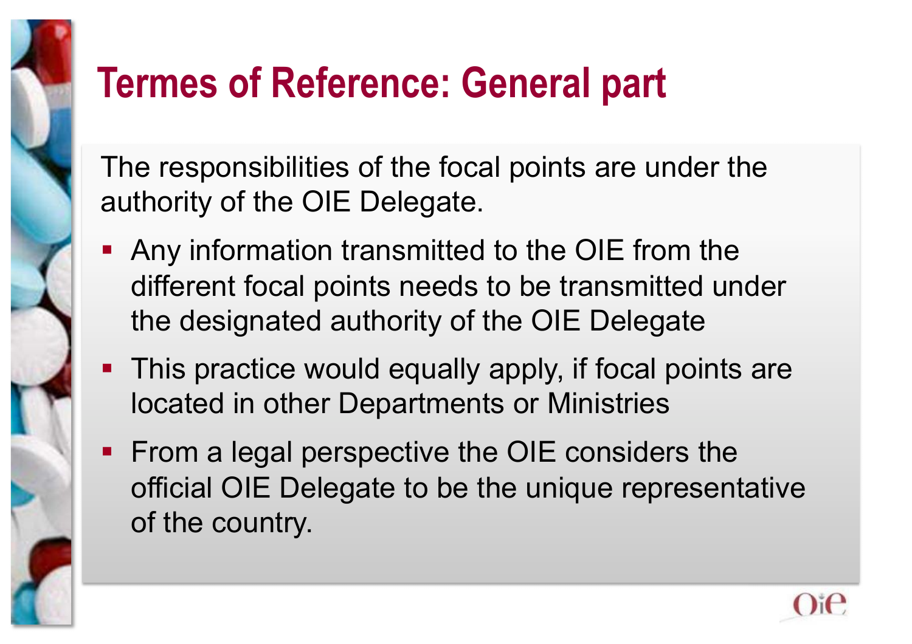# Termes of Reference: General part

The responsibilities of the focal points are under the authority of the OIE Delegate.

- Any information transmitted to the OIE from the different focal points needs to be transmitted under the designated authority of the OIE Delegate
- This practice would equally apply, if focal points are located in other Departments or Ministries
- From a legal perspective the OIE considers the official OIE Delegate to be the unique representative of the country.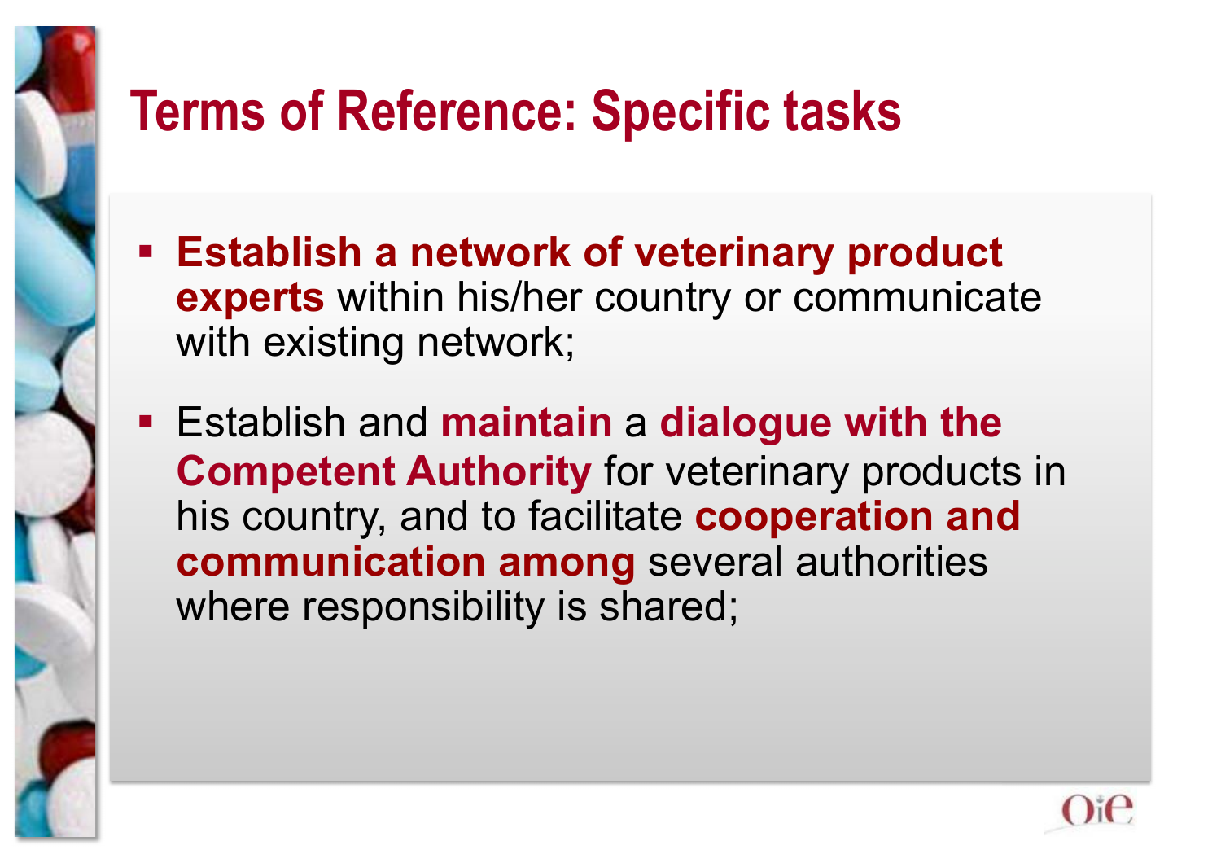# Terms of Reference: Specific tasks

- **Establish a network of veterinary product experts** within his/her country or communicate with existing network;
- Establish and **maintain** a **dialogue with the Competent Authority** for veterinary products in his country, and to facilitate **cooperation and communication among** several authorities where responsibility is shared;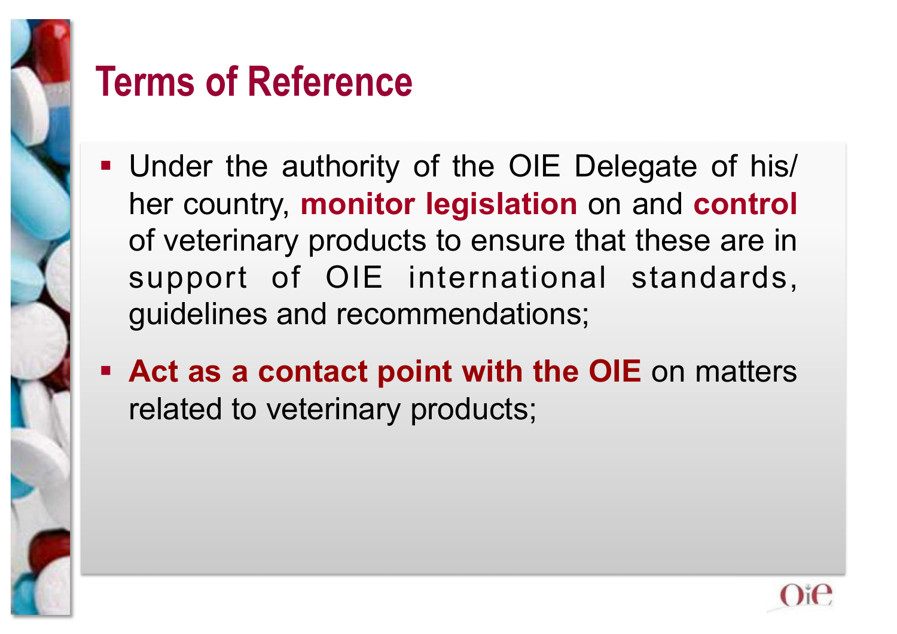# Terms of Reference

- Under the authority of the OIE Delegate of his/her country, **monitor legislation** on and **control** of veterinary products to ensure that these are in support of OIE international standards, guidelines and recommendations;
- **Act as a contact point with the OIE** on matters related to veterinary products;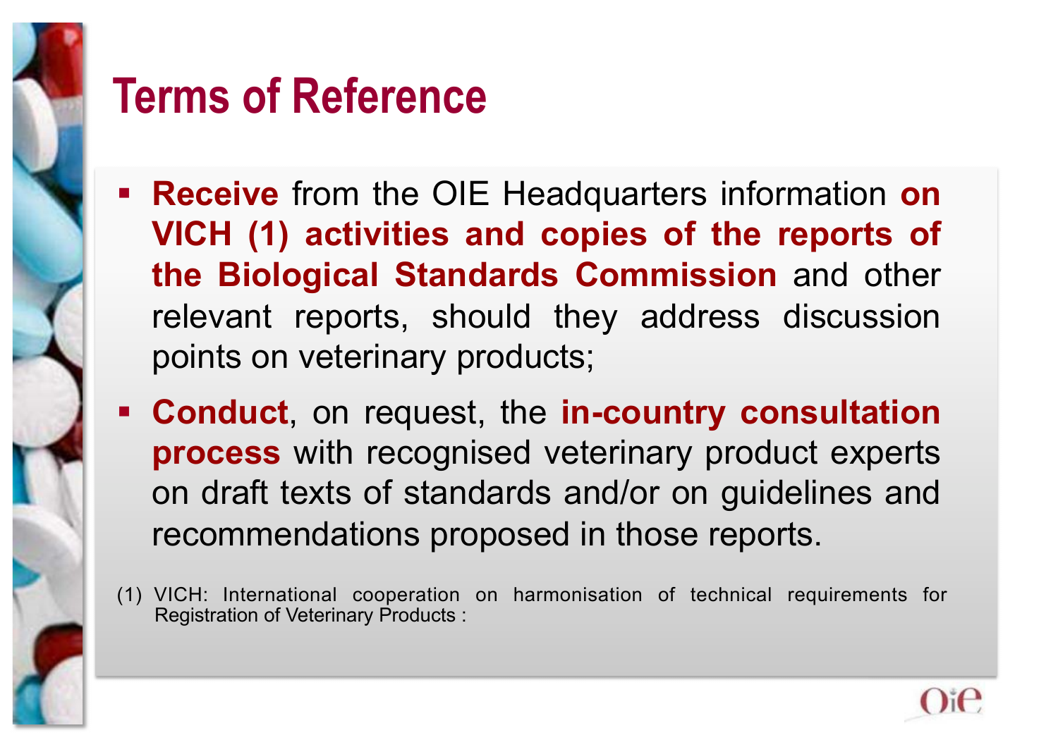# Terms of Reference

- **Receive** from the OIE Headquarters information **on VICH (1) activities and copies of the reports of the Biological Standards Commission** and other relevant reports, should they address discussion points on veterinary products;
- **Conduct**, on request, the **in-country consultation process** with recognised veterinary product experts on draft texts of standards and/or on guidelines and recommendations proposed in those reports.

(1) VICH: International cooperation on harmonisation of technical requirements for Registration of Veterinary Products :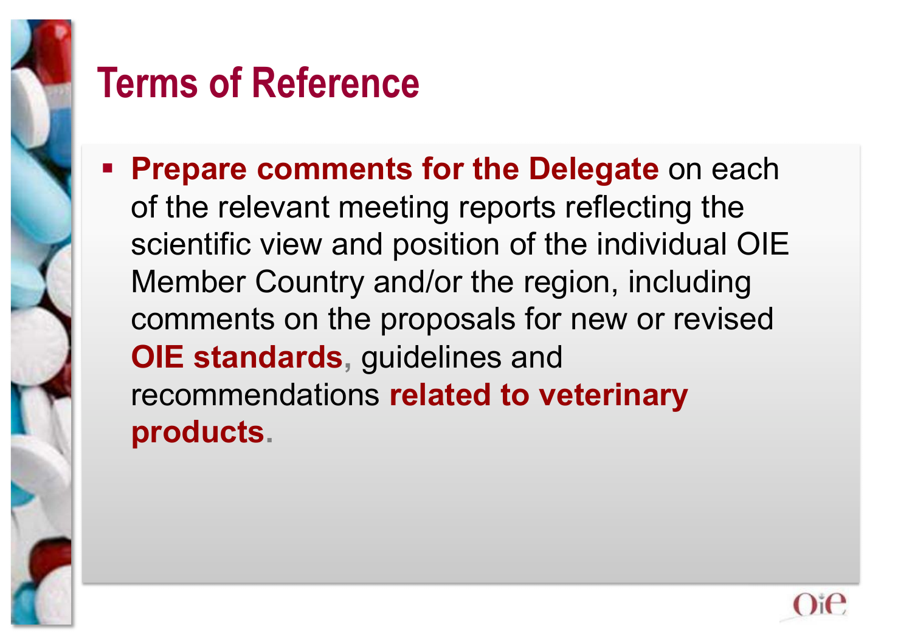# Terms of Reference

- **Prepare comments for the Delegate** on each of the relevant meeting reports reflecting the scientific view and position of the individual OIE Member Country and/or the region, including comments on the proposals for new or revised **OIE standards**, guidelines and recommendations **related to veterinary products**.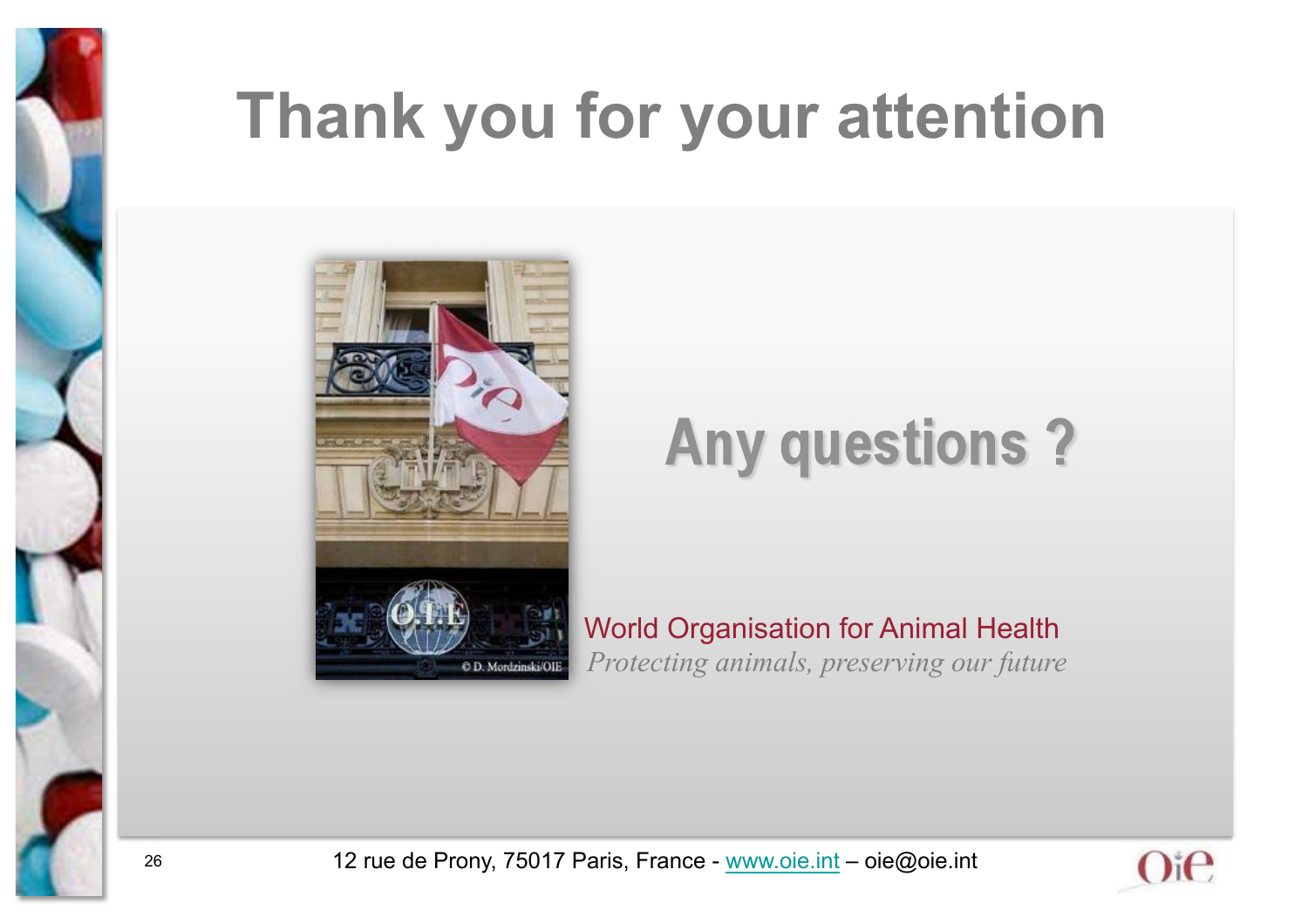# Thank you for your attention

## Any questions ?

World Organisation for Animal Health

*Protecting animals, preserving our future*

12 rue de Prony, 75017 Paris, France - www.oie.int – oie@oie.int